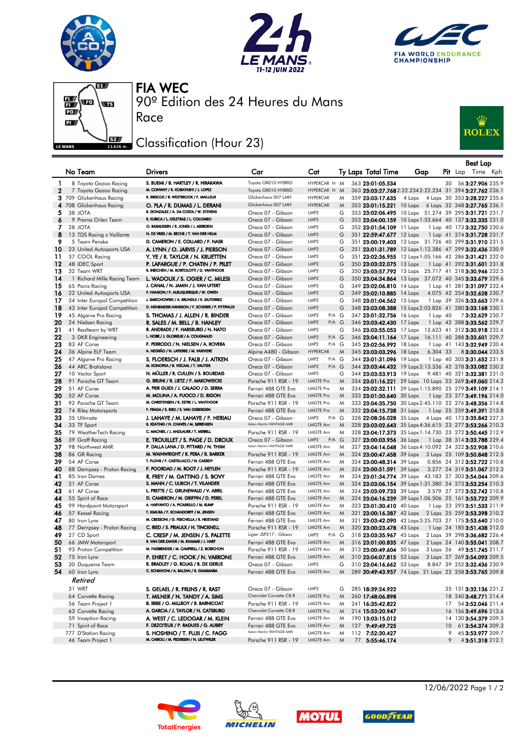# FIA WEC

90º Edition des 24 Heures du Mans

Race

## Classification (Hour 23)

| | No | Team | Drivers | Car | Cat | Ty | Laps | Total Time | Gap | | Pit | Best Lap Lap | Best Lap Time | Kph |
|---|---|---|---|---|---|---|---|---|---|---|---|---|---|---|
| 1 | 8 | Toyota Gazoo Racing | S. BUEMI / B. HARTLEY / R. HIRAKAWA | Toyota GR010 HYBRID | HYPERCAR H | M | 363 | 23:01:05.534 | | | 30 | 56 | 3:27.906 | 235.9 |
| 2 | 7 | Toyota Gazoo Racing | M. CONWAY / K. KOBAYASHI / J. LOPEZ | Toyota GR010 HYBRID | HYPERCAR H | M | 363 | 23:03:27.768 | 2:22.234 | 2:22.234 | 31 | 294 | 3:27.762 | 236.1 |
| 3 | 709 | Glickenhaus Racing | R. BRISCOE / R. WESTBROOK / F. MAILLEUX | Glickenhaus 007 LMH | HYPERCAR | M | 359 | 23:03:17.635 | 4 Laps | 4 Laps | 30 | 353 | 3:28.227 | 235.6 |
| 4 | 708 | Glickenhaus Racing | O. PLA / R. DUMAS / L. DERANI | Glickenhaus 007 LMH | HYPERCAR | M | 353 | 23:01:15.221 | 10 Laps | 6 Laps | 32 | 348 | 3:27.765 | 236.1 |
| 5 | 38 | JOTA | R. GONZALEZ / A. DA COSTA / W. STEVENS | Oreca 07 - Gibson | LMP2 | G | 353 | 23:02:06.495 | 10 Laps | 51.274 | 39 | 295 | 3:31.721 | 231.7 |
| 6 | 9 | Prema Orlen Team | R. KUBICA / L. DELETRAZ / L. COLOMBO | Oreca 07 - Gibson | LMP2 | G | 353 | 23:04:00.159 | 10 Laps | 1:53.664 | 40 | 137 | 3:32.335 | 231.0 |
| 7 | 28 | JOTA | O. RASMUSSEN / E. JONES / J. ABERDEIN | Oreca 07 - Gibson | LMP2 | G | 352 | 23:01:54.109 | 11 Laps | 1 Lap | 40 | 173 | 3:32.750 | 230.6 |
| 8 | 13 | TDS Racing x Vaillante | N. DE VRIES / M. BECHE / T. VAN DER HELM | Oreca 07 - Gibson | LMP2 | G | 351 | 22:59:47.677 | 12 Laps | 1 Lap | 41 | 274 | 3:31.728 | 231.7 |
| 9 | 5 | Team Penske | D. CAMERON / E. COLLARD / F. NASR | Oreca 07 - Gibson | LMP2 | G | 351 | 23:00:19.403 | 12 Laps | 31.726 | 40 | 299 | 3:31.910 | 231.5 |
| 10 | 23 | United Autosports USA | A. LYNN / O. JARVIS / J. PIERSON | Oreca 07 - Gibson | LMP2 | G | 351 | 23:01:31.789 | 12 Laps | 1:12.386 | 47 | 299 | 3:32.436 | 230.9 |
| 11 | 37 | COOL Racing | Y. YE / R. TAYLOR / N. KRUETTEN | Oreca 07 - Gibson | LMP2 | G | 351 | 23:02:36.955 | 12 Laps | 1:05.166 | 42 | 286 | 3:31.421 | 232.0 |
| 12 | 48 | IDEC Sport | P. LAFARGUE / P. CHATIN / P. PILET | Oreca 07 - Gibson | LMP2 | G | 350 | 23:03:32.075 | 13 Laps | 1 Lap | 41 | 292 | 3:31.601 | 231.8 |
| 13 | 32 | Team WRT | R. INEICHEN / M. BORTOLOTTI / D. VANTHOOR | Oreca 07 - Gibson | LMP2 | G | 350 | 23:03:57.792 | 13 Laps | 25.717 | 41 | 218 | 3:30.946 | 232.5 |
| 14 | 1 | Richard Mille Racing Team | L. WADOUX / S. OGIER / C. MILESI | Oreca 07 - Gibson | LMP2 | G | 350 | 23:04:34.864 | 13 Laps | 37.072 | 40 | 345 | 3:33.679 | 229.6 |
| 15 | 65 | Panis Racing | J. CANAL / N. JAMIN / J. VAN UITERT | Oreca 07 - Gibson | LMP2 | G | 349 | 23:02:06.810 | 14 Laps | 1 Lap | 41 | 281 | 3:31.097 | 232.4 |
| 16 | 22 | United Autosports USA | P. HANSON / F. ALBUQUERQUE / W. OWEN | Oreca 07 - Gibson | LMP2 | G | 349 | 23:02:10.885 | 14 Laps | 4.075 | 42 | 254 | 3:32.628 | 230.7 |
| 17 | 34 | Inter Europol Competition | J. SMIECHOWSKI / A. BRUNDLE / E. GUTIERREZ | Oreca 07 - Gibson | LMP2 | G | 348 | 23:01:04.562 | 15 Laps | 1 Lap | 39 | 326 | 3:33.663 | 229.6 |
| 18 | 43 | Inter Europol Competition | D. HEINEMEIER-HANSSON / F. SCHERER / P. FITTIPALDI | Oreca 07 - Gibson | LMP2 | G | 348 | 23:03:08.388 | 15 Laps | 2:03.826 | 41 | 280 | 3:33.168 | 230.1 |
| 19 | 45 | Algarve Pro Racing | S. THOMAS / J. ALLEN / R. BINDER | Oreca 07 - Gibson | LMP2 P/A | G | 347 | 23:01:32.756 | 16 Laps | 1 Lap | 40 | 7 | 3:32.629 | 230.7 |
| 20 | 24 | Nielsen Racing | R. SALES / M. BELL / B. HANLEY | Oreca 07 - Gibson | LMP2 P/A | G | 346 | 23:03:42.430 | 17 Laps | 1 Lap | 42 | 288 | 3:33.562 | 229.7 |
| 21 | 41 | Realteam by WRT | R. ANDRADE / F. HABSBURG / N. NATO | Oreca 07 - Gibson | LMP2 | G | 346 | 23:03:55.053 | 17 Laps | 12.623 | 41 | 312 | 3:30.918 | 232.6 |
| 22 | 3 | DKR Engineering | L. HORR / J. GLORIEUX / A. COUGNAUD | Oreca 07 - Gibson | LMP2 P/A | G | 346 | 23:04:11.164 | 17 Laps | 16.111 | 40 | 288 | 3:33.601 | 229.7 |
| 23 | 83 | AF Corse | F. PERRODO / N. NIELSEN / A. ROVERA | Oreca 07 - Gibson | LMP2 P/A | G | 345 | 23:02:56.992 | 18 Laps | 1 Lap | 41 | 143 | 3:32.949 | 230.4 |
| 24 | 36 | Alpine ELF Team | A. NEGRÃO / N. LAPIERRE / M. VAXIVIERE | Alpine A480 - Gibson | HYPERCAR | M | 345 | 23:03:03.296 | 18 Laps | 6.304 | 33 | 8 | 3:30.044 | 233.5 |
| 25 | 47 | Algarve Pro Racing | S. FLOERSCH / J. FALB / J. AITKEN | Oreca 07 - Gibson | LMP2 P/A | G | 344 | 23:01:31.096 | 19 Laps | 1 Lap | 40 | 305 | 3:31.652 | 231.8 |
| 26 | 44 | ARC Bratislava | M. KONOPKA / B. VISCAAL / T. VAUTIER | Oreca 07 - Gibson | LMP2 P/A | G | 344 | 23:03:44.432 | 19 Laps | 2:13.336 | 42 | 278 | 3:33.082 | 230.2 |
| 27 | 10 | Vector Sport | N. MÜLLER / R. CULLEN / S. BOURDAIS | Oreca 07 - Gibson | LMP2 | G | 344 | 23:03:53.913 | 19 Laps | 9.481 | 40 | 321 | 3:32.381 | 231.0 |
| 28 | 91 | Porsche GT Team | G. BRUNI / R. LIETZ / F. MAKOWIECKI | Porsche 911 RSR - 19 | LMGTE Pro | M | 334 | 23:01:16.221 | 29 Laps | 10 Laps | 23 | 269 | 3:49.060 | 214.2 |
| 29 | 51 | AF Corse | A. PIER GUIDI / J. CALADO / D. SERRA | Ferrari 488 GTE Evo | LMGTE Pro | M | 334 | 23:02:32.111 | 29 Laps | 1:15.890 | 25 | 279 | 3:49.109 | 214.1 |
| 30 | 52 | AF Corse | M. MOLINA / A. FUOCO / D. RIGON | Ferrari 488 GTE Evo | LMGTE Pro | M | 333 | 23:01:50.640 | 30 Laps | 1 Lap | 23 | 277 | 3:49.196 | 214.0 |
| 31 | 92 | Porsche GT Team | M. CHRISTENSEN / K. ESTRE / L. VANTHOOR | Porsche 911 RSR - 19 | LMGTE Pro | M | 333 | 23:04:35.750 | 30 Laps | 2:45.110 | 22 | 276 | 3:48.356 | 214.8 |
| 32 | 74 | Riley Motorsports | F. FRAGA / S. BIRD / S. VAN GISBERGEN | Ferrari 488 GTE Evo | LMGTE Pro | M | 332 | 23:04:15.738 | 31 Laps | 1 Lap | 25 | 259 | 3:49.391 | 213.8 |
| 33 | 35 | Ultimate | J. LAHAYE / M. LAHAYE / F. HERIAU | Oreca 07 - Gibson | LMP2 P/A | G | 328 | 22:08:26.028 | 35 Laps | 4 Laps | 40 | 173 | 3:35.842 | 227.3 |
| 34 | 33 | TF Sport | B. KEATING / H. CHAVES / M. SØRENSEN | Aston Martin VANTAGE AMR | LMGTE Am | M | 328 | 23:03:02.643 | 35 Laps | 4:36.615 | 23 | 277 | 3:53.266 | 210.3 |
| 35 | 79 | WeatherTech Racing | C. MACNEIL / J. ANDLAUER / T. MERRILL | Porsche 911 RSR - 19 | LMGTE Am | M | 328 | 23:04:17.373 | 35 Laps | 1:14.730 | 23 | 272 | 3:50.445 | 212.9 |
| 36 | 39 | Graff Racing | E. TROUILLET / S. PAGE / D. DROUX | Oreca 07 - Gibson | LMP2 P/A | G | 327 | 23:00:03.956 | 36 Laps | 1 Lap | 38 | 314 | 3:33.788 | 229.4 |
| 37 | 98 | Northwest AMR | P. DALLA LANA / D. PITTARD / N. THIIM | Aston Martin VANTAGE AMR | LMGTE Am | M | 327 | 23:04:14.048 | 36 Laps | 4:10.092 | 24 | 322 | 3:52.908 | 210.6 |
| 38 | 86 | GR Racing | M. WAINWRIGHT / R. PERA / B. BARKER | Porsche 911 RSR - 19 | LMGTE Am | M | 324 | 23:00:47.458 | 39 Laps | 3 Laps | 25 | 109 | 3:50.848 | 212.5 |
| 39 | 54 | AF Corse | T. FLOHR / F. CASTELLACCI / N. CASSIDY | Ferrari 488 GTE Evo | LMGTE Am | M | 324 | 23:00:48.314 | 39 Laps | 0.856 | 24 | 312 | 3:52.722 | 210.8 |
| 40 | 88 | Dempsey - Proton Racing | F. POORDAD / M. ROOT / J. HEYLEN | Porsche 911 RSR - 19 | LMGTE Am | M | 324 | 23:00:51.591 | 39 Laps | 3.277 | 24 | 319 | 3:51.067 | 212.3 |
| 41 | 85 | Iron Dames | R. FREY / M. GATTING / S. BOVY | Ferrari 488 GTE Evo | LMGTE Am | M | 324 | 23:01:34.774 | 39 Laps | 43.183 | 27 | 303 | 3:54.044 | 209.6 |
| 42 | 21 | AF Corse | S. MANN / C. ULRICH / T. VILANDER | Ferrari 488 GTE Evo | LMGTE Am | M | 324 | 23:03:06.154 | 39 Laps | 1:31.380 | 24 | 273 | 3:53.254 | 210.3 |
| 43 | 61 | AF Corse | L. PRETTE / C. GRUNEWALD / V. ABRIL | Ferrari 488 GTE Evo | LMGTE Am | M | 324 | 23:03:09.733 | 39 Laps | 3.579 | 27 | 272 | 3:52.742 | 210.8 |
| 44 | 55 | Spirit of Race | D. CAMERON / M. GRIFFIN / D. PEREL | Ferrari 488 GTE Evo | LMGTE Am | M | 324 | 23:04:16.239 | 39 Laps | 1:06.506 | 25 | 161 | 3:53.722 | 209.9 |
| 45 | 99 | Hardpoint Motorsport | A. HARYANTO / A. PICARIELLO / M. RUMP | Porsche 911 RSR - 19 | LMGTE Am | M | 323 | 23:01:30.410 | 40 Laps | 1 Lap | 23 | 293 | 3:51.533 | 211.9 |
| 46 | 57 | Kessel Racing | T. KIMURA / F. SCHANDORFF / M. JENSEN | Ferrari 488 GTE Evo | LMGTE Am | M | 321 | 23:00:16.387 | 42 Laps | 2 Laps | 25 | 259 | 3:53.398 | 210.2 |
| 47 | 80 | Iron Lynx | M. CRESSONI / G. FISICHELLA / R. HEISTAND | Ferrari 488 GTE Evo | LMGTE Am | M | 321 | 23:03:42.090 | 42 Laps | 3:25.703 | 27 | 175 | 3:53.640 | 210.0 |
| 48 | 77 | Dempsey - Proton Racing | C. RIED / S. PRIAULX / H. TINCKNELL | Porsche 911 RSR - 19 | LMGTE Am | M | 320 | 23:00:23.478 | 43 Laps | 1 Lap | 24 | 185 | 3:51.438 | 212.0 |
| 49 | 27 | CD Sport | C. CRESP / M. JENSEN / S. PALETTE | Ligier JSP217 - Gibson | LMP2 P/A | G | 318 | 23:03:35.967 | 45 Laps | 2 Laps | 39 | 298 | 3:36.642 | 226.4 |
| 50 | 66 | JMW Motorsport | R. VAN DER ZANDE / M. KVAMME / J. HART | Ferrari 488 GTE Evo | LMGTE Am | M | 316 | 23:01:00.835 | 47 Laps | 2 Laps | 24 | 140 | 3:55.041 | 208.7 |
| 51 | 93 | Proton Competition | M. FASSBENDER / M. CAMPBELL / Z. ROBICHON | Porsche 911 RSR - 19 | LMGTE Am | M | 313 | 23:00:49.604 | 50 Laps | 3 Laps | 26 | 49 | 3:51.745 | 211.7 |
| 52 | 75 | Iron Lynx | P. EHRET / C. HOOK / N. VARRONE | Ferrari 488 GTE Evo | LMGTE Am | M | 310 | 23:04:07.815 | 53 Laps | 3 Laps | 27 | 269 | 3:54.093 | 209.5 |
| 53 | 30 | Duqueine Team | R. BRADLEY / G. ROJAS / R. DE GERUS | Oreca 07 - Gibson | LMP2 | G | 310 | 23:04:16.662 | 53 Laps | 8.847 | 39 | 252 | 3:32.436 | 230.9 |
| 54 | 60 | Iron Lynx | C. SCHIAVONI / A. BALZAN / R. GIAMMARIA | Ferrari 488 GTE Evo | LMGTE Am | M | 289 | 20:49:43.957 | 74 Laps | 21 Laps | 22 | 258 | 3:53.765 | 209.8 |

*Retired*

| | No | Team | Drivers | Car | Cat | Ty | Laps | Total Time | Gap | | Pit | Best Lap Lap | Best Lap Time | Kph |
|---|---|---|---|---|---|---|---|---|---|---|---|---|---|---|
| | 31 | WRT | S. GELAEL / R. FRIJNS / R. RAST | Oreca 07 - Gibson | LMP2 | G | 285 | 18:39:24.922 | | | 35 | 131 | 3:32.136 | 231.2 |
| | 64 | Corvette Racing | T. MILNER / N. TANDY / A. SIMS | Chevrolet Corvette C8.R | LMGTE Pro | M | 260 | 17:48:06.898 | | | 18 | 240 | 3:48.771 | 214.4 |
| | 56 | Team Project 1 | B. IRIBE / O. MILLROY / B. BARNICOAT | Porsche 911 RSR - 19 | LMGTE Am | M | 241 | 16:35:42.822 | | | 17 | 54 | 3:52.046 | 211.4 |
| | 63 | Corvette Racing | A. GARCIA / J. TAYLOR / N. CATSBURG | Chevrolet Corvette C8.R | LMGTE Pro | M | 214 | 15:53:20.947 | | | 16 | 156 | 3:49.696 | 213.6 |
| | 59 | Inception Racing | A. WEST / C. LEDOGAR / M. KLEIN | Ferrari 488 GTE Evo | LMGTE Am | M | 190 | 13:03:15.012 | | | 14 | 130 | 3:54.379 | 209.3 |
| | 71 | Spirit of Race | F. DEZOTEUX / P. RAGUES / G. AUBRY | Ferrari 488 GTE Evo | LMGTE Am | M | 127 | 9:49:49.725 | | | 10 | 61 | 3:54.374 | 209.3 |
| | 777 | D'Station Racing | S. HOSHINO / T. FUJII / C. FAGG | Aston Martin VANTAGE AMR | LMGTE Am | M | 112 | 7:52:30.427 | | | 9 | 45 | 3:53.977 | 209.7 |
| | 46 | Team Project 1 | M. CAIROLI / M. PEDERSEN / N. LEUTWILER | Porsche 911 RSR - 19 | LMGTE Am | M | 77 | 5:55:46.174 | | | 9 | 4 | 3:51.318 | 212.1 |

12/06/2022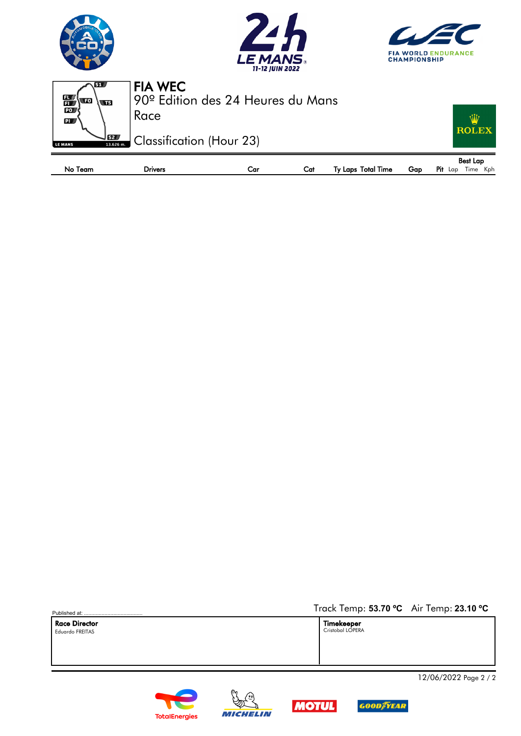# FIA WEC

90º Edition des 24 Heures du Mans

Race

Classification (Hour 23)

| No | Team | Drivers | Car | Cat | Ty | Laps | Total Time | Gap | Pit | Best Lap Lap | Time | Kph |
|---|---|---|---|---|---|---|---|---|---|---|---|---|

Published at: ........................................

Track Temp: **53.70 ºC** Air Temp: **23.10 ºC**

| **Race Director** | **Timekeeper** |
|---|---|
| Eduardo FREITAS | Cristobal LOPERA |

12/06/2022